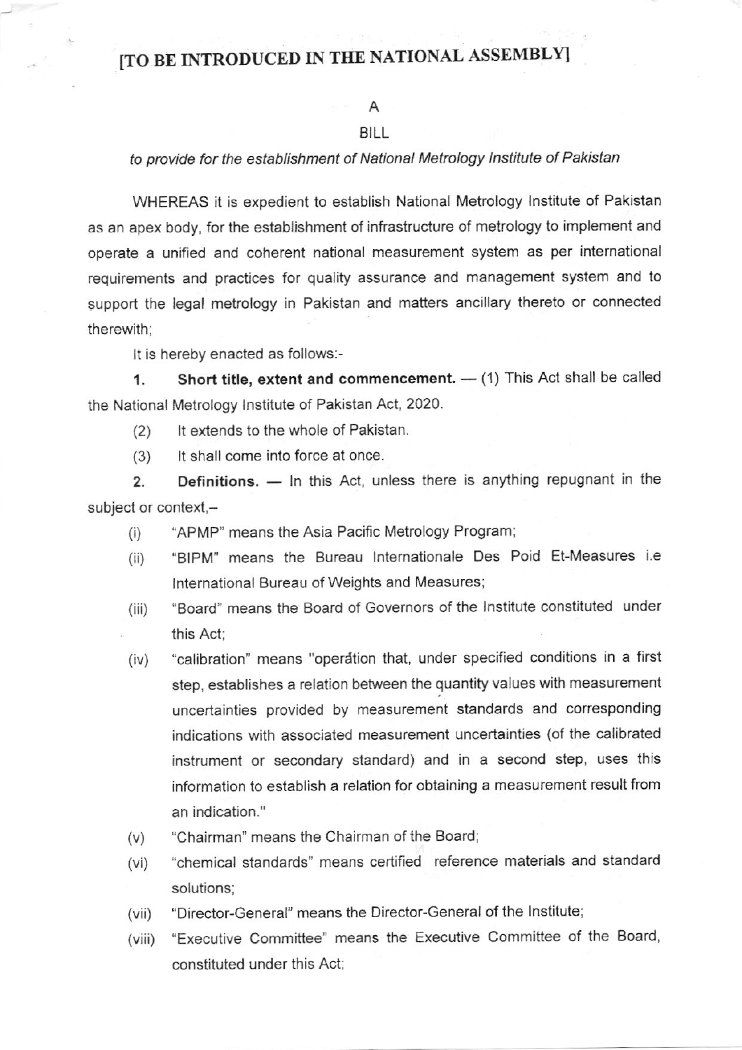# [TO BE INTRODUCED IN THE NATIONAL ASSEMBLY]

A

BILL

*to provide for the establishment of National Metrology Institute of Pakistan*

WHEREAS it is expedient to establish National Metrology Institute of Pakistan as an apex body, for the establishment of infrastructure of metrology to implement and operate a unified and coherent national measurement system as per international requirements and practices for quality assurance and management system and to support the legal metrology in Pakistan and matters ancillary thereto or connected therewith;

It is hereby enacted as follows:-

**1. Short title, extent and commencement.** — (1) This Act shall be called the National Metrology Institute of Pakistan Act, 2020.

(2) It extends to the whole of Pakistan.

(3) It shall come into force at once.

**2. Definitions.** — In this Act, unless there is anything repugnant in the subject or context,–

(i) "APMP" means the Asia Pacific Metrology Program;

(ii) "BIPM" means the Bureau Internationale Des Poid Et-Measures i.e International Bureau of Weights and Measures;

(iii) "Board" means the Board of Governors of the Institute constituted under this Act;

(iv) "calibration" means "operation that, under specified conditions in a first step, establishes a relation between the quantity values with measurement uncertainties provided by measurement standards and corresponding indications with associated measurement uncertainties (of the calibrated instrument or secondary standard) and in a second step, uses this information to establish a relation for obtaining a measurement result from an indication."

(v) "Chairman" means the Chairman of the Board;

(vi) "chemical standards" means certified reference materials and standard solutions;

(vii) "Director-General" means the Director-General of the Institute;

(viii) "Executive Committee" means the Executive Committee of the Board, constituted under this Act;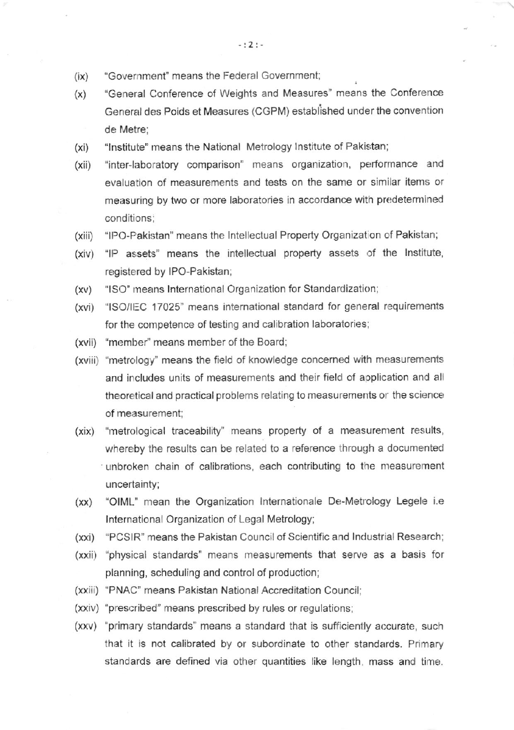(ix) "Government" means the Federal Government;

(x) "General Conference of Weights and Measures" means the Conference General des Poids et Measures (CGPM) established under the convention de Metre;

(xi) "Institute" means the National Metrology Institute of Pakistan;

(xii) "inter-laboratory comparison" means organization, performance and evaluation of measurements and tests on the same or similar items or measuring by two or more laboratories in accordance with predetermined conditions;

(xiii) "IPO-Pakistan" means the Intellectual Property Organization of Pakistan;

(xiv) "IP assets" means the intellectual property assets of the Institute, registered by IPO-Pakistan;

(xv) "ISO" means International Organization for Standardization;

(xvi) "ISO/IEC 17025" means international standard for general requirements for the competence of testing and calibration laboratories;

(xvii) "member" means member of the Board;

(xviii) "metrology" means the field of knowledge concerned with measurements and includes units of measurements and their field of application and all theoretical and practical problems relating to measurements or the science of measurement;

(xix) "metrological traceability" means property of a measurement results, whereby the results can be related to a reference through a documented unbroken chain of calibrations, each contributing to the measurement uncertainty;

(xx) "OIML" mean the Organization Internationale De-Metrology Legele i.e International Organization of Legal Metrology;

(xxi) "PCSIR" means the Pakistan Council of Scientific and Industrial Research;

(xxii) "physical standards" means measurements that serve as a basis for planning, scheduling and control of production;

(xxiii) "PNAC" means Pakistan National Accreditation Council;

(xxiv) "prescribed" means prescribed by rules or regulations;

(xxv) "primary standards" means a standard that is sufficiently accurate, such that it is not calibrated by or subordinate to other standards. Primary standards are defined via other quantities like length, mass and time.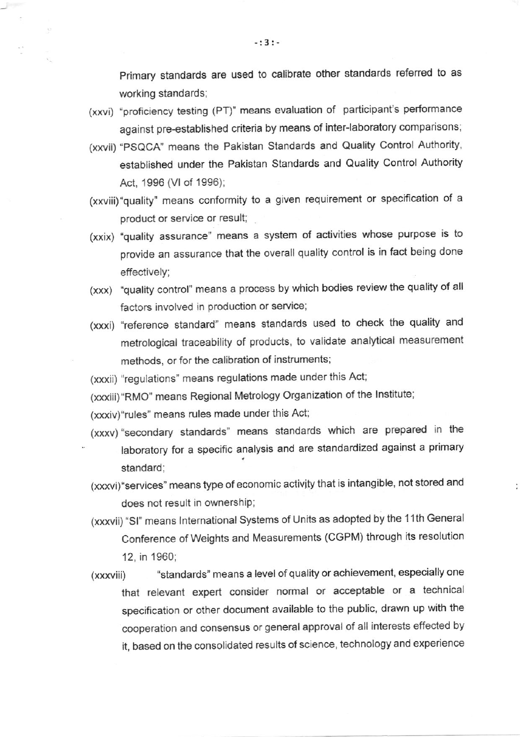Primary standards are used to calibrate other standards referred to as working standards;

(xxvi) "proficiency testing (PT)" means evaluation of participant's performance against pre-established criteria by means of inter-laboratory comparisons;

(xxvii) "PSQCA" means the Pakistan Standards and Quality Control Authority, established under the Pakistan Standards and Quality Control Authority Act, 1996 (VI of 1996);

(xxviii) "quality" means conformity to a given requirement or specification of a product or service or result;

(xxix) "quality assurance" means a system of activities whose purpose is to provide an assurance that the overall quality control is in fact being done effectively;

(xxx) "quality control" means a process by which bodies review the quality of all factors involved in production or service;

(xxxi) "reference standard" means standards used to check the quality and metrological traceability of products, to validate analytical measurement methods, or for the calibration of instruments;

(xxxii) "regulations" means regulations made under this Act;

(xxxiii) "RMO" means Regional Metrology Organization of the Institute;

(xxxiv) "rules" means rules made under this Act;

(xxxv) "secondary standards" means standards which are prepared in the laboratory for a specific analysis and are standardized against a primary standard;

(xxxvi) "services" means type of economic activity that is intangible, not stored and does not result in ownership;

(xxxvii) "SI" means International Systems of Units as adopted by the 11th General Conference of Weights and Measurements (CGPM) through its resolution 12, in 1960;

(xxxviii) "standards" means a level of quality or achievement, especially one that relevant expert consider normal or acceptable or a technical specification or other document available to the public, drawn up with the cooperation and consensus or general approval of all interests effected by it, based on the consolidated results of science, technology and experience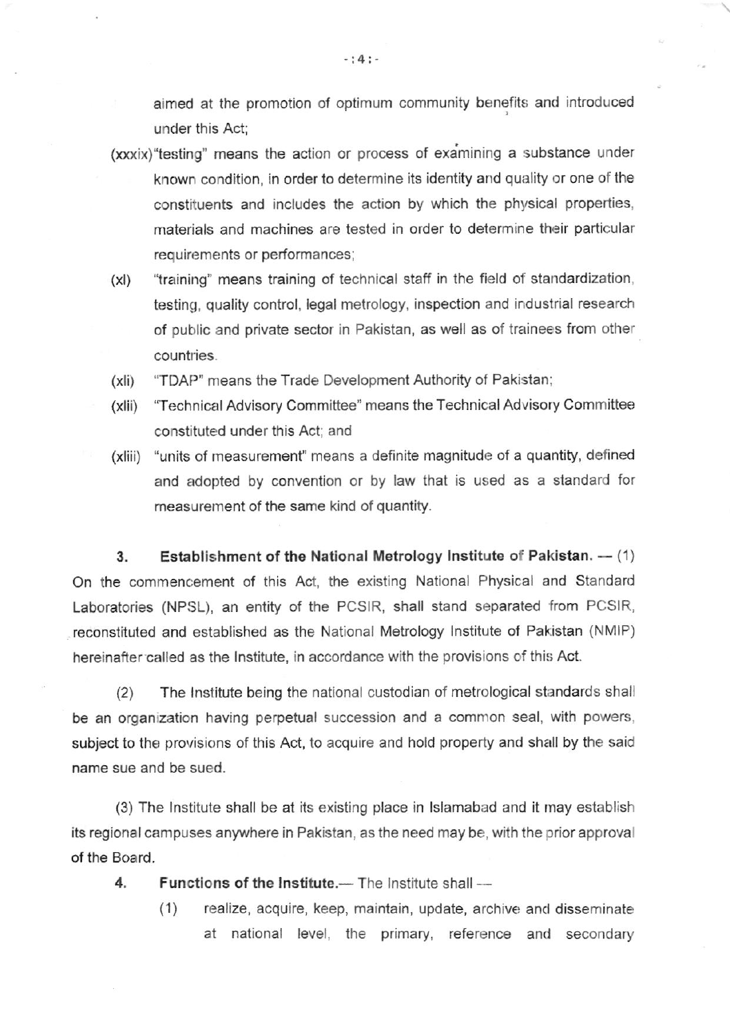aimed at the promotion of optimum community benefits and introduced under this Act;

(xxxix) "testing" means the action or process of examining a substance under known condition, in order to determine its identity and quality or one of the constituents and includes the action by which the physical properties, materials and machines are tested in order to determine their particular requirements or performances;

(xl) "training" means training of technical staff in the field of standardization, testing, quality control, legal metrology, inspection and industrial research of public and private sector in Pakistan, as well as of trainees from other countries.

(xli) "TDAP" means the Trade Development Authority of Pakistan;

(xlii) "Technical Advisory Committee" means the Technical Advisory Committee constituted under this Act; and

(xliii) "units of measurement" means a definite magnitude of a quantity, defined and adopted by convention or by law that is used as a standard for measurement of the same kind of quantity.

**3. Establishment of the National Metrology Institute of Pakistan.** — (1) On the commencement of this Act, the existing National Physical and Standard Laboratories (NPSL), an entity of the PCSIR, shall stand separated from PCSIR, reconstituted and established as the National Metrology Institute of Pakistan (NMIP) hereinafter called as the Institute, in accordance with the provisions of this Act.

(2) The Institute being the national custodian of metrological standards shall be an organization having perpetual succession and a common seal, with powers, subject to the provisions of this Act, to acquire and hold property and shall by the said name sue and be sued.

(3) The Institute shall be at its existing place in Islamabad and it may establish its regional campuses anywhere in Pakistan, as the need may be, with the prior approval of the Board.

**4. Functions of the Institute.**— The Institute shall —

(1) realize, acquire, keep, maintain, update, archive and disseminate at national level, the primary, reference and secondary